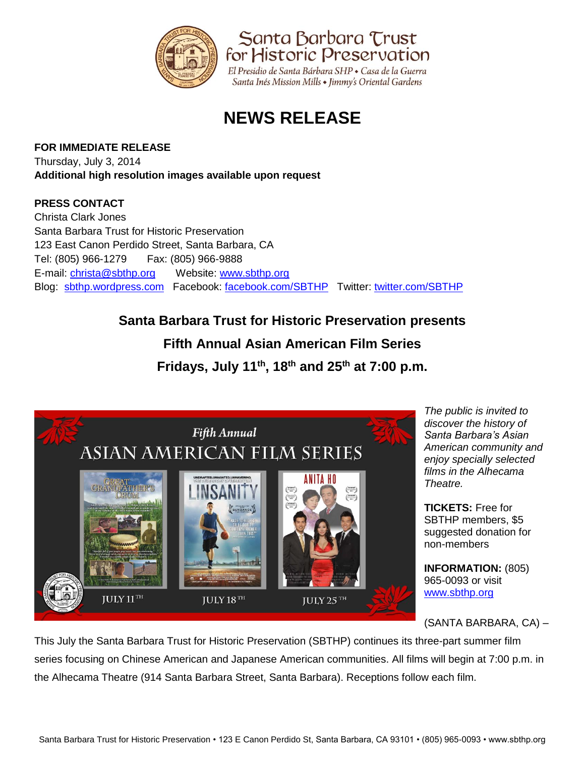Santa Barbara Trust for Historic Preservation

El Presidio de Santa Bárbara SHP • Casa de la Guerra
Santa Inés Mission Mills • Jimmy's Oriental Gardens

# NEWS RELEASE

**FOR IMMEDIATE RELEASE**
Thursday, July 3, 2014
**Additional high resolution images available upon request**

**PRESS CONTACT**
Christa Clark Jones
Santa Barbara Trust for Historic Preservation
123 East Canon Perdido Street, Santa Barbara, CA
Tel: (805) 966-1279 Fax: (805) 966-9888
E-mail: christa@sbthp.org Website: www.sbthp.org
Blog: sbthp.wordpress.com Facebook: facebook.com/SBTHP Twitter: twitter.com/SBTHP

## Santa Barbara Trust for Historic Preservation presents
## Fifth Annual Asian American Film Series
## Fridays, July 11th, 18th and 25th at 7:00 p.m.

*The public is invited to discover the history of Santa Barbara's Asian American community and enjoy specially selected films in the Alhecama Theatre.*

**TICKETS:** Free for SBTHP members, $5 suggested donation for non-members

**INFORMATION:** (805) 965-0093 or visit www.sbthp.org

(SANTA BARBARA, CA) – This July the Santa Barbara Trust for Historic Preservation (SBTHP) continues its three-part summer film series focusing on Chinese American and Japanese American communities. All films will begin at 7:00 p.m. in the Alhecama Theatre (914 Santa Barbara Street, Santa Barbara). Receptions follow each film.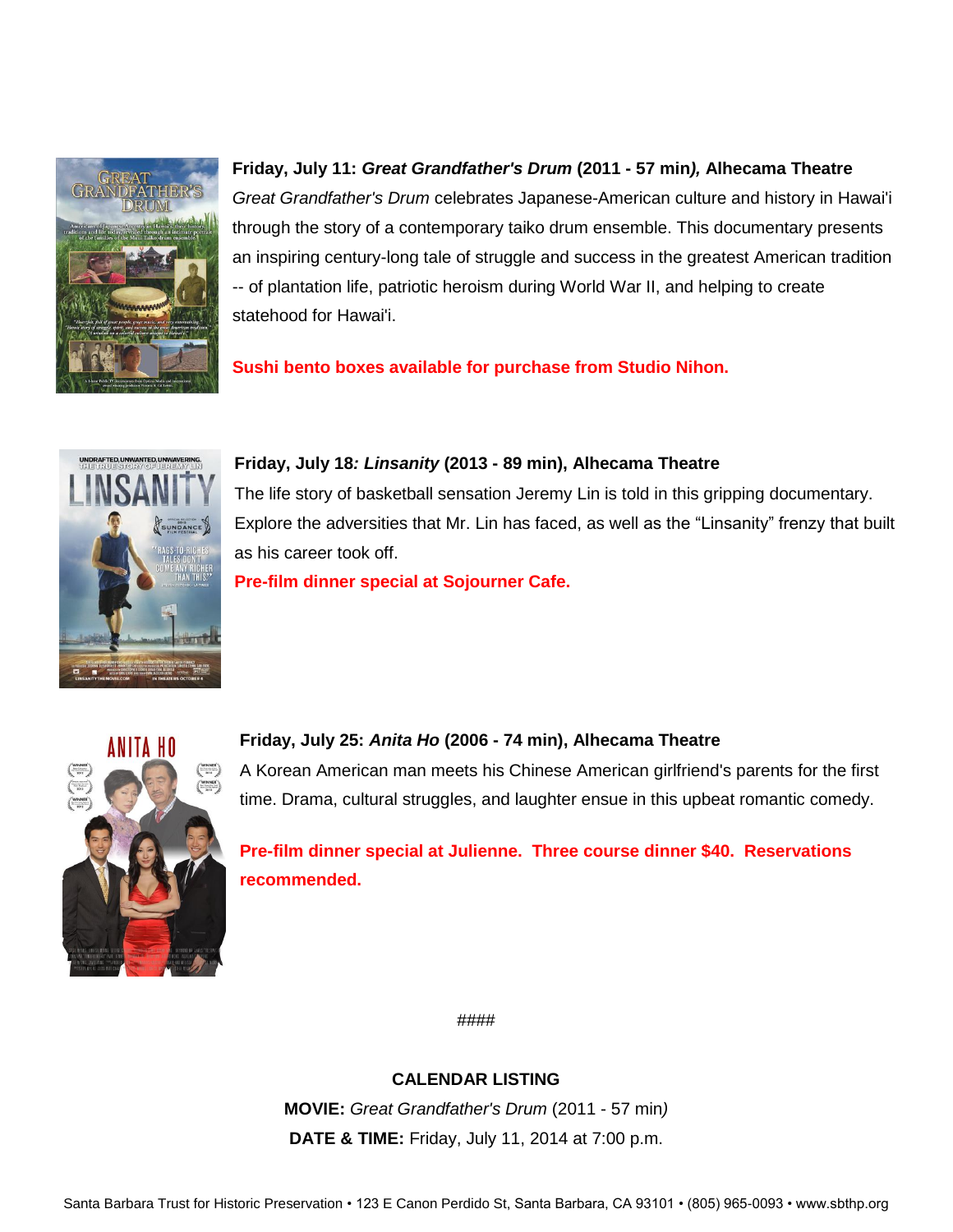**Friday, July 11: *Great Grandfather's Drum* (2011 - 57 min*),* Alhecama Theatre**

*Great Grandfather's Drum* celebrates Japanese-American culture and history in Hawai'i through the story of a contemporary taiko drum ensemble. This documentary presents an inspiring century-long tale of struggle and success in the greatest American tradition -- of plantation life, patriotic heroism during World War II, and helping to create statehood for Hawai'i.

**Sushi bento boxes available for purchase from Studio Nihon.**

**Friday, July 18*: Linsanity* (2013 - 89 min), Alhecama Theatre**

The life story of basketball sensation Jeremy Lin is told in this gripping documentary. Explore the adversities that Mr. Lin has faced, as well as the "Linsanity" frenzy that built as his career took off.

**Pre-film dinner special at Sojourner Cafe.**

**Friday, July 25: *Anita Ho* (2006 - 74 min), Alhecama Theatre**

A Korean American man meets his Chinese American girlfriend's parents for the first time. Drama, cultural struggles, and laughter ensue in this upbeat romantic comedy.

**Pre-film dinner special at Julienne. Three course dinner $40. Reservations recommended.**

####

**CALENDAR LISTING**

**MOVIE:** *Great Grandfather's Drum* (2011 - 57 min*)*

**DATE & TIME:** Friday, July 11, 2014 at 7:00 p.m.

Santa Barbara Trust for Historic Preservation • 123 E Canon Perdido St, Santa Barbara, CA 93101 • (805) 965-0093 • www.sbthp.org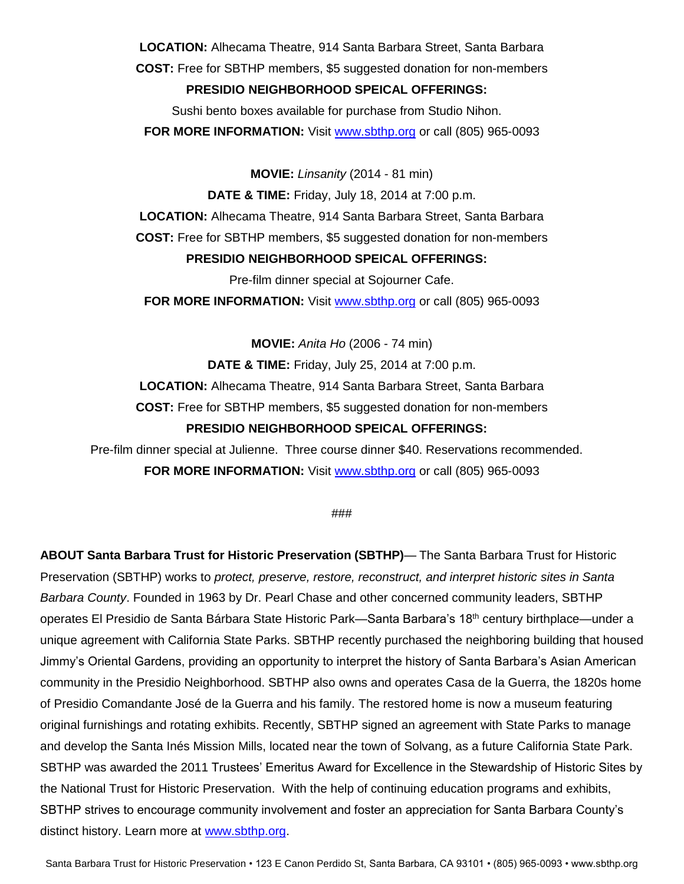**LOCATION:** Alhecama Theatre, 914 Santa Barbara Street, Santa Barbara

**COST:** Free for SBTHP members, $5 suggested donation for non-members

**PRESIDIO NEIGHBORHOOD SPEICAL OFFERINGS:**

Sushi bento boxes available for purchase from Studio Nihon.

**FOR MORE INFORMATION:** Visit [www.sbthp.org](http://www.sbthp.org) or call (805) 965-0093

**MOVIE:** *Linsanity* (2014 - 81 min)

**DATE & TIME:** Friday, July 18, 2014 at 7:00 p.m.

**LOCATION:** Alhecama Theatre, 914 Santa Barbara Street, Santa Barbara

**COST:** Free for SBTHP members, $5 suggested donation for non-members

**PRESIDIO NEIGHBORHOOD SPEICAL OFFERINGS:**

Pre-film dinner special at Sojourner Cafe.

**FOR MORE INFORMATION:** Visit [www.sbthp.org](http://www.sbthp.org) or call (805) 965-0093

**MOVIE:** *Anita Ho* (2006 - 74 min)

**DATE & TIME:** Friday, July 25, 2014 at 7:00 p.m.

**LOCATION:** Alhecama Theatre, 914 Santa Barbara Street, Santa Barbara

**COST:** Free for SBTHP members, $5 suggested donation for non-members

**PRESIDIO NEIGHBORHOOD SPEICAL OFFERINGS:**

Pre-film dinner special at Julienne. Three course dinner $40. Reservations recommended.

**FOR MORE INFORMATION:** Visit [www.sbthp.org](http://www.sbthp.org) or call (805) 965-0093

###

**ABOUT Santa Barbara Trust for Historic Preservation (SBTHP)**— The Santa Barbara Trust for Historic Preservation (SBTHP) works to *protect, preserve, restore, reconstruct, and interpret historic sites in Santa Barbara County*. Founded in 1963 by Dr. Pearl Chase and other concerned community leaders, SBTHP operates El Presidio de Santa Bárbara State Historic Park—Santa Barbara's 18th century birthplace—under a unique agreement with California State Parks. SBTHP recently purchased the neighboring building that housed Jimmy's Oriental Gardens, providing an opportunity to interpret the history of Santa Barbara's Asian American community in the Presidio Neighborhood. SBTHP also owns and operates Casa de la Guerra, the 1820s home of Presidio Comandante José de la Guerra and his family. The restored home is now a museum featuring original furnishings and rotating exhibits. Recently, SBTHP signed an agreement with State Parks to manage and develop the Santa Inés Mission Mills, located near the town of Solvang, as a future California State Park. SBTHP was awarded the 2011 Trustees' Emeritus Award for Excellence in the Stewardship of Historic Sites by the National Trust for Historic Preservation. With the help of continuing education programs and exhibits, SBTHP strives to encourage community involvement and foster an appreciation for Santa Barbara County's distinct history. Learn more at [www.sbthp.org](http://www.sbthp.org).